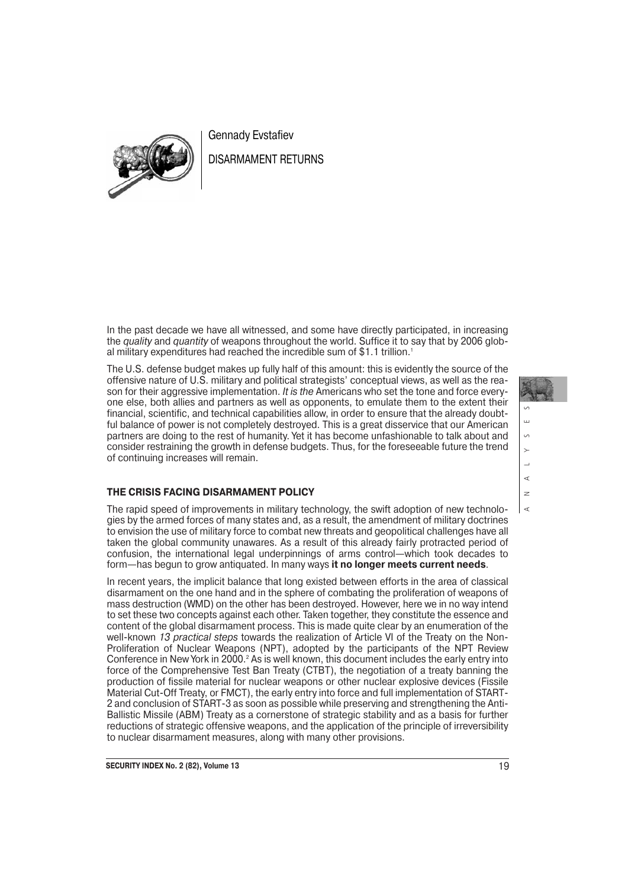Gennady Evstafiev

# DISARMAMENT RETURNS

In the past decade we have all witnessed, and some have directly participated, in increasing the *quality* and *quantity* of weapons throughout the world. Suffice it to say that by 2006 global military expenditures had reached the incredible sum of $1.1 trillion.[1]

The U.S. defense budget makes up fully half of this amount: this is evidently the source of the offensive nature of U.S. military and political strategists' conceptual views, as well as the reason for their aggressive implementation. *It is the* Americans who set the tone and force everyone else, both allies and partners as well as opponents, to emulate them to the extent their financial, scientific, and technical capabilities allow, in order to ensure that the already doubtful balance of power is not completely destroyed. This is a great disservice that our American partners are doing to the rest of humanity. Yet it has become unfashionable to talk about and consider restraining the growth in defense budgets. Thus, for the foreseeable future the trend of continuing increases will remain.

## THE CRISIS FACING DISARMAMENT POLICY

The rapid speed of improvements in military technology, the swift adoption of new technologies by the armed forces of many states and, as a result, the amendment of military doctrines to envision the use of military force to combat new threats and geopolitical challenges have all taken the global community unawares. As a result of this already fairly protracted period of confusion, the international legal underpinnings of arms control—which took decades to form—has begun to grow antiquated. In many ways **it no longer meets current needs**.

In recent years, the implicit balance that long existed between efforts in the area of classical disarmament on the one hand and in the sphere of combating the proliferation of weapons of mass destruction (WMD) on the other has been destroyed. However, here we in no way intend to set these two concepts against each other. Taken together, they constitute the essence and content of the global disarmament process. This is made quite clear by an enumeration of the well-known *13 practical steps* towards the realization of Article VI of the Treaty on the Non-Proliferation of Nuclear Weapons (NPT), adopted by the participants of the NPT Review Conference in New York in 2000.[2] As is well known, this document includes the early entry into force of the Comprehensive Test Ban Treaty (CTBT), the negotiation of a treaty banning the production of fissile material for nuclear weapons or other nuclear explosive devices (Fissile Material Cut-Off Treaty, or FMCT), the early entry into force and full implementation of START-2 and conclusion of START-3 as soon as possible while preserving and strengthening the Anti-Ballistic Missile (ABM) Treaty as a cornerstone of strategic stability and as a basis for further reductions of strategic offensive weapons, and the application of the principle of irreversibility to nuclear disarmament measures, along with many other provisions.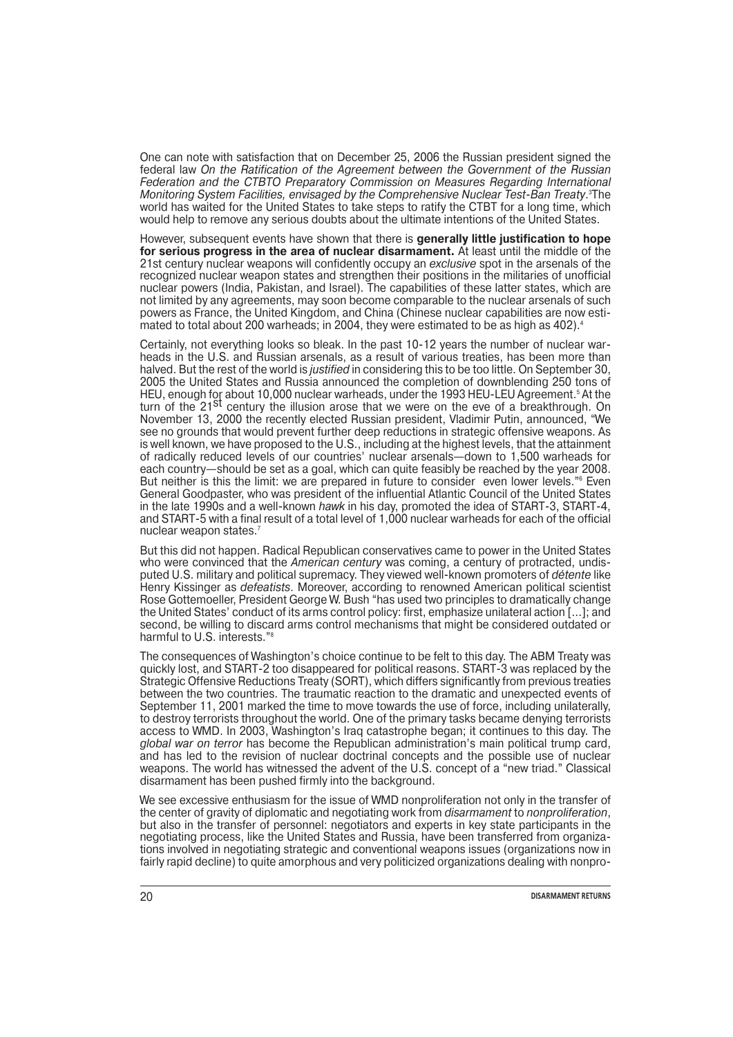One can note with satisfaction that on December 25, 2006 the Russian president signed the federal law *On the Ratification of the Agreement between the Government of the Russian Federation and the CTBTO Preparatory Commission on Measures Regarding International Monitoring System Facilities, envisaged by the Comprehensive Nuclear Test-Ban Treaty*.[3] The world has waited for the United States to take steps to ratify the CTBT for a long time, which would help to remove any serious doubts about the ultimate intentions of the United States.

However, subsequent events have shown that there is **generally little justification to hope for serious progress in the area of nuclear disarmament.** At least until the middle of the 21st century nuclear weapons will confidently occupy an *exclusive* spot in the arsenals of the recognized nuclear weapon states and strengthen their positions in the militaries of unofficial nuclear powers (India, Pakistan, and Israel). The capabilities of these latter states, which are not limited by any agreements, may soon become comparable to the nuclear arsenals of such powers as France, the United Kingdom, and China (Chinese nuclear capabilities are now estimated to total about 200 warheads; in 2004, they were estimated to be as high as 402).[4]

Certainly, not everything looks so bleak. In the past 10-12 years the number of nuclear warheads in the U.S. and Russian arsenals, as a result of various treaties, has been more than halved. But the rest of the world is *justified* in considering this to be too little. On September 30, 2005 the United States and Russia announced the completion of downblending 250 tons of HEU, enough for about 10,000 nuclear warheads, under the 1993 HEU-LEU Agreement.[5] At the turn of the 21st century the illusion arose that we were on the eve of a breakthrough. On November 13, 2000 the recently elected Russian president, Vladimir Putin, announced, "We see no grounds that would prevent further deep reductions in strategic offensive weapons. As is well known, we have proposed to the U.S., including at the highest levels, that the attainment of radically reduced levels of our countries' nuclear arsenals—down to 1,500 warheads for each country—should be set as a goal, which can quite feasibly be reached by the year 2008. But neither is this the limit: we are prepared in future to consider even lower levels."[6] Even General Goodpaster, who was president of the influential Atlantic Council of the United States in the late 1990s and a well-known *hawk* in his day, promoted the idea of START-3, START-4, and START-5 with a final result of a total level of 1,000 nuclear warheads for each of the official nuclear weapon states.[7]

But this did not happen. Radical Republican conservatives came to power in the United States who were convinced that the *American century* was coming, a century of protracted, undisputed U.S. military and political supremacy. They viewed well-known promoters of *détente* like Henry Kissinger as *defeatists*. Moreover, according to renowned American political scientist Rose Gottemoeller, President George W. Bush "has used two principles to dramatically change the United States' conduct of its arms control policy: first, emphasize unilateral action [...]; and second, be willing to discard arms control mechanisms that might be considered outdated or harmful to U.S. interests."[8]

The consequences of Washington's choice continue to be felt to this day. The ABM Treaty was quickly lost, and START-2 too disappeared for political reasons. START-3 was replaced by the Strategic Offensive Reductions Treaty (SORT), which differs significantly from previous treaties between the two countries. The traumatic reaction to the dramatic and unexpected events of September 11, 2001 marked the time to move towards the use of force, including unilaterally, to destroy terrorists throughout the world. One of the primary tasks became denying terrorists access to WMD. In 2003, Washington's Iraq catastrophe began; it continues to this day. The *global war on terror* has become the Republican administration's main political trump card, and has led to the revision of nuclear doctrinal concepts and the possible use of nuclear weapons. The world has witnessed the advent of the U.S. concept of a "new triad." Classical disarmament has been pushed firmly into the background.

We see excessive enthusiasm for the issue of WMD nonproliferation not only in the transfer of the center of gravity of diplomatic and negotiating work from *disarmament* to *nonproliferation*, but also in the transfer of personnel: negotiators and experts in key state participants in the negotiating process, like the United States and Russia, have been transferred from organizations involved in negotiating strategic and conventional weapons issues (organizations now in fairly rapid decline) to quite amorphous and very politicized organizations dealing with nonpro-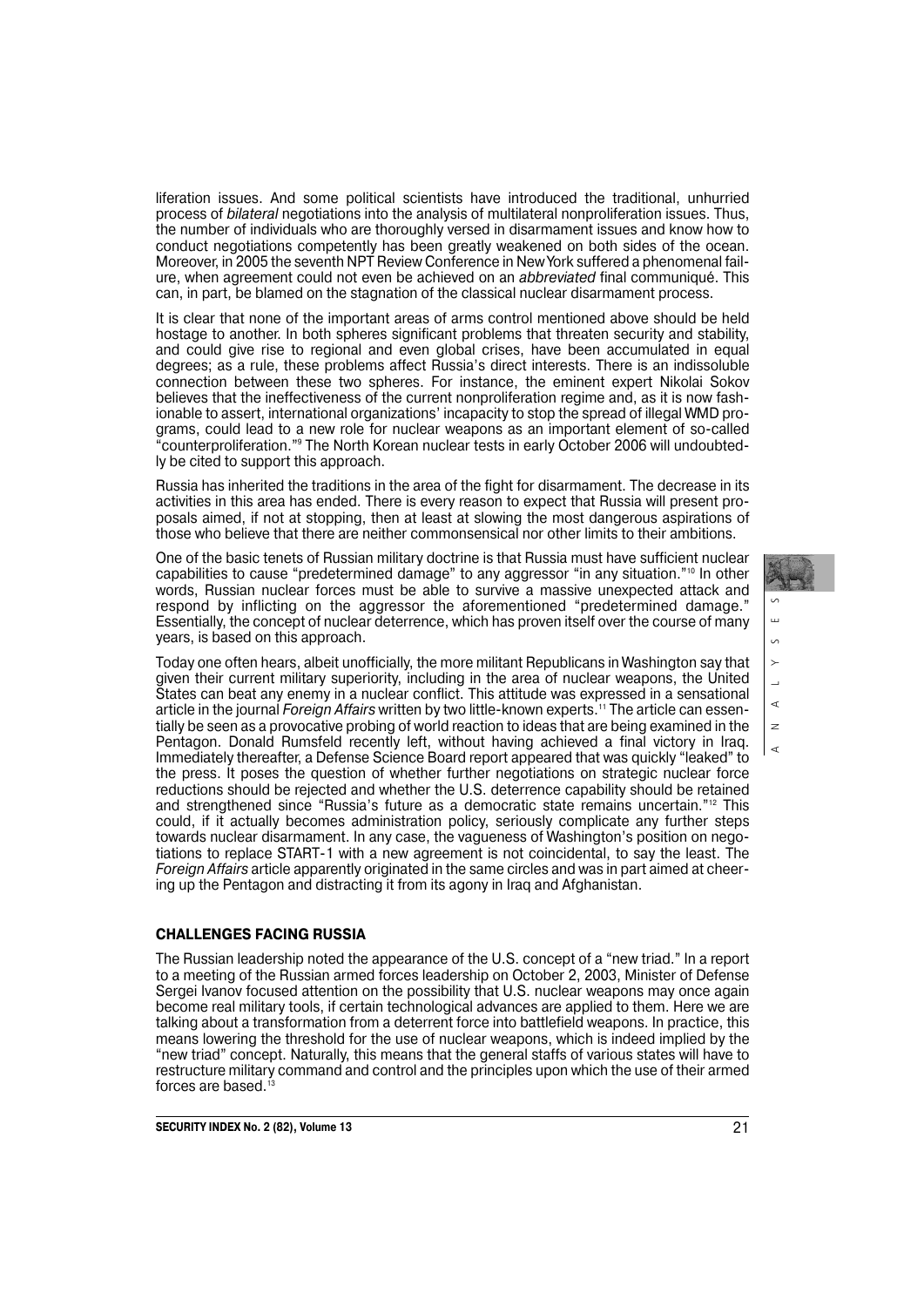liferation issues. And some political scientists have introduced the traditional, unhurried process of *bilateral* negotiations into the analysis of multilateral nonproliferation issues. Thus, the number of individuals who are thoroughly versed in disarmament issues and know how to conduct negotiations competently has been greatly weakened on both sides of the ocean. Moreover, in 2005 the seventh NPT Review Conference in New York suffered a phenomenal failure, when agreement could not even be achieved on an *abbreviated* final communiqué. This can, in part, be blamed on the stagnation of the classical nuclear disarmament process.

It is clear that none of the important areas of arms control mentioned above should be held hostage to another. In both spheres significant problems that threaten security and stability, and could give rise to regional and even global crises, have been accumulated in equal degrees; as a rule, these problems affect Russia's direct interests. There is an indissoluble connection between these two spheres. For instance, the eminent expert Nikolai Sokov believes that the ineffectiveness of the current nonproliferation regime and, as it is now fashionable to assert, international organizations' incapacity to stop the spread of illegal WMD programs, could lead to a new role for nuclear weapons as an important element of so-called "counterproliferation."[9] The North Korean nuclear tests in early October 2006 will undoubtedly be cited to support this approach.

Russia has inherited the traditions in the area of the fight for disarmament. The decrease in its activities in this area has ended. There is every reason to expect that Russia will present proposals aimed, if not at stopping, then at least at slowing the most dangerous aspirations of those who believe that there are neither commonsensical nor other limits to their ambitions.

One of the basic tenets of Russian military doctrine is that Russia must have sufficient nuclear capabilities to cause "predetermined damage" to any aggressor "in any situation."[10] In other words, Russian nuclear forces must be able to survive a massive unexpected attack and respond by inflicting on the aggressor the aforementioned "predetermined damage." Essentially, the concept of nuclear deterrence, which has proven itself over the course of many years, is based on this approach.

Today one often hears, albeit unofficially, the more militant Republicans in Washington say that given their current military superiority, including in the area of nuclear weapons, the United States can beat any enemy in a nuclear conflict. This attitude was expressed in a sensational article in the journal *Foreign Affairs* written by two little-known experts.[11] The article can essentially be seen as a provocative probing of world reaction to ideas that are being examined in the Pentagon. Donald Rumsfeld recently left, without having achieved a final victory in Iraq. Immediately thereafter, a Defense Science Board report appeared that was quickly "leaked" to the press. It poses the question of whether further negotiations on strategic nuclear force reductions should be rejected and whether the U.S. deterrence capability should be retained and strengthened since "Russia's future as a democratic state remains uncertain."[12] This could, if it actually becomes administration policy, seriously complicate any further steps towards nuclear disarmament. In any case, the vagueness of Washington's position on negotiations to replace START-1 with a new agreement is not coincidental, to say the least. The *Foreign Affairs* article apparently originated in the same circles and was in part aimed at cheering up the Pentagon and distracting it from its agony in Iraq and Afghanistan.

## CHALLENGES FACING RUSSIA

The Russian leadership noted the appearance of the U.S. concept of a "new triad." In a report to a meeting of the Russian armed forces leadership on October 2, 2003, Minister of Defense Sergei Ivanov focused attention on the possibility that U.S. nuclear weapons may once again become real military tools, if certain technological advances are applied to them. Here we are talking about a transformation from a deterrent force into battlefield weapons. In practice, this means lowering the threshold for the use of nuclear weapons, which is indeed implied by the "new triad" concept. Naturally, this means that the general staffs of various states will have to restructure military command and control and the principles upon which the use of their armed forces are based.[13]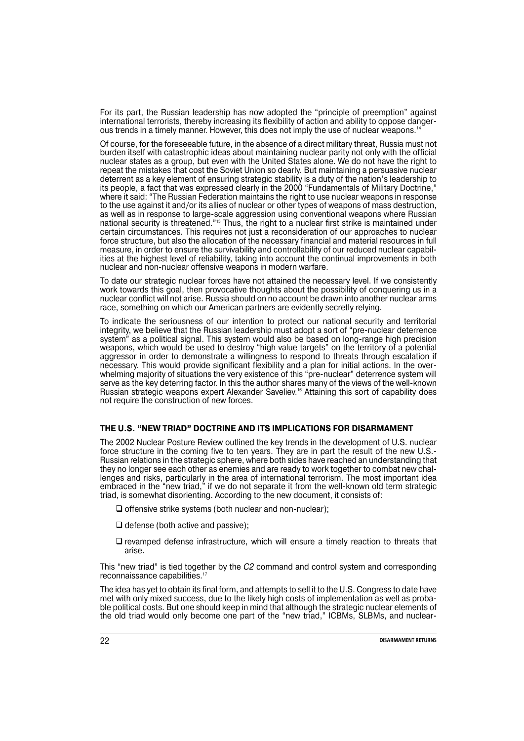For its part, the Russian leadership has now adopted the "principle of preemption" against international terrorists, thereby increasing its flexibility of action and ability to oppose dangerous trends in a timely manner. However, this does not imply the use of nuclear weapons.[14]

Of course, for the foreseeable future, in the absence of a direct military threat, Russia must not burden itself with catastrophic ideas about maintaining nuclear parity not only with the official nuclear states as a group, but even with the United States alone. We do not have the right to repeat the mistakes that cost the Soviet Union so dearly. But maintaining a persuasive nuclear deterrent as a key element of ensuring strategic stability is a duty of the nation's leadership to its people, a fact that was expressed clearly in the 2000 "Fundamentals of Military Doctrine," where it said: "The Russian Federation maintains the right to use nuclear weapons in response to the use against it and/or its allies of nuclear or other types of weapons of mass destruction, as well as in response to large-scale aggression using conventional weapons where Russian national security is threatened."[15] Thus, the right to a nuclear first strike is maintained under certain circumstances. This requires not just a reconsideration of our approaches to nuclear force structure, but also the allocation of the necessary financial and material resources in full measure, in order to ensure the survivability and controllability of our reduced nuclear capabilities at the highest level of reliability, taking into account the continual improvements in both nuclear and non-nuclear offensive weapons in modern warfare.

To date our strategic nuclear forces have not attained the necessary level. If we consistently work towards this goal, then provocative thoughts about the possibility of conquering us in a nuclear conflict will not arise. Russia should on no account be drawn into another nuclear arms race, something on which our American partners are evidently secretly relying.

To indicate the seriousness of our intention to protect our national security and territorial integrity, we believe that the Russian leadership must adopt a sort of "pre-nuclear deterrence system" as a political signal. This system would also be based on long-range high precision weapons, which would be used to destroy "high value targets" on the territory of a potential aggressor in order to demonstrate a willingness to respond to threats through escalation if necessary. This would provide significant flexibility and a plan for initial actions. In the overwhelming majority of situations the very existence of this "pre-nuclear" deterrence system will serve as the key deterring factor. In this the author shares many of the views of the well-known Russian strategic weapons expert Alexander Saveliev.[16] Attaining this sort of capability does not require the construction of new forces.

## THE U.S. "NEW TRIAD" DOCTRINE AND ITS IMPLICATIONS FOR DISARMAMENT

The 2002 Nuclear Posture Review outlined the key trends in the development of U.S. nuclear force structure in the coming five to ten years. They are in part the result of the new U.S.-Russian relations in the strategic sphere, where both sides have reached an understanding that they no longer see each other as enemies and are ready to work together to combat new challenges and risks, particularly in the area of international terrorism. The most important idea embraced in the "new triad," if we do not separate it from the well-known old term strategic triad, is somewhat disorienting. According to the new document, it consists of:

- offensive strike systems (both nuclear and non-nuclear);
- defense (both active and passive);
- revamped defense infrastructure, which will ensure a timely reaction to threats that arise.

This "new triad" is tied together by the *C2* command and control system and corresponding reconnaissance capabilities.[17]

The idea has yet to obtain its final form, and attempts to sell it to the U.S. Congress to date have met with only mixed success, due to the likely high costs of implementation as well as probable political costs. But one should keep in mind that although the strategic nuclear elements of the old triad would only become one part of the "new triad," ICBMs, SLBMs, and nuclear-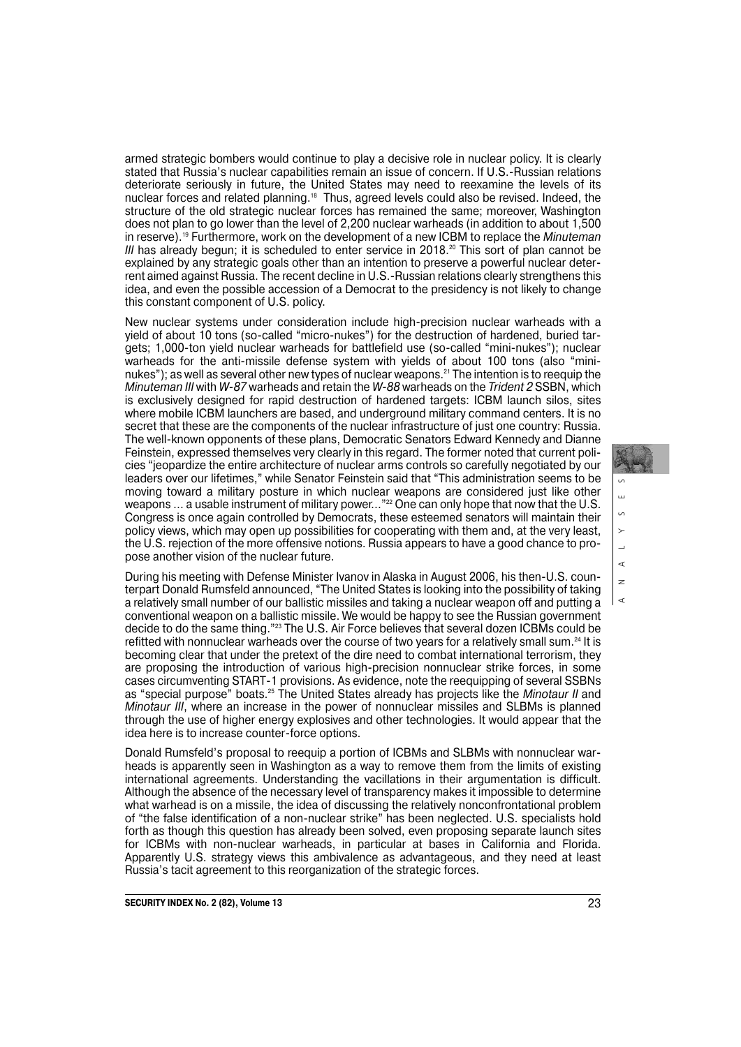armed strategic bombers would continue to play a decisive role in nuclear policy. It is clearly stated that Russia's nuclear capabilities remain an issue of concern. If U.S.-Russian relations deteriorate seriously in future, the United States may need to reexamine the levels of its nuclear forces and related planning.[18] Thus, agreed levels could also be revised. Indeed, the structure of the old strategic nuclear forces has remained the same; moreover, Washington does not plan to go lower than the level of 2,200 nuclear warheads (in addition to about 1,500 in reserve).[19] Furthermore, work on the development of a new ICBM to replace the *Minuteman III* has already begun; it is scheduled to enter service in 2018.[20] This sort of plan cannot be explained by any strategic goals other than an intention to preserve a powerful nuclear deterrent aimed against Russia. The recent decline in U.S.-Russian relations clearly strengthens this idea, and even the possible accession of a Democrat to the presidency is not likely to change this constant component of U.S. policy.

New nuclear systems under consideration include high-precision nuclear warheads with a yield of about 10 tons (so-called "micro-nukes") for the destruction of hardened, buried targets; 1,000-ton yield nuclear warheads for battlefield use (so-called "mini-nukes"); nuclear warheads for the anti-missile defense system with yields of about 100 tons (also "mini-nukes"); as well as several other new types of nuclear weapons.[21] The intention is to reequip the *Minuteman III* with *W-87* warheads and retain the *W-88* warheads on the *Trident 2* SSBN, which is exclusively designed for rapid destruction of hardened targets: ICBM launch silos, sites where mobile ICBM launchers are based, and underground military command centers. It is no secret that these are the components of the nuclear infrastructure of just one country: Russia. The well-known opponents of these plans, Democratic Senators Edward Kennedy and Dianne Feinstein, expressed themselves very clearly in this regard. The former noted that current policies "jeopardize the entire architecture of nuclear arms controls so carefully negotiated by our leaders over our lifetimes," while Senator Feinstein said that "This administration seems to be moving toward a military posture in which nuclear weapons are considered just like other weapons ... a usable instrument of military power..."[22] One can only hope that now that the U.S. Congress is once again controlled by Democrats, these esteemed senators will maintain their policy views, which may open up possibilities for cooperating with them and, at the very least, the U.S. rejection of the more offensive notions. Russia appears to have a good chance to propose another vision of the nuclear future.

During his meeting with Defense Minister Ivanov in Alaska in August 2006, his then-U.S. counterpart Donald Rumsfeld announced, "The United States is looking into the possibility of taking a relatively small number of our ballistic missiles and taking a nuclear weapon off and putting a conventional weapon on a ballistic missile. We would be happy to see the Russian government decide to do the same thing."[23] The U.S. Air Force believes that several dozen ICBMs could be refitted with nonnuclear warheads over the course of two years for a relatively small sum.[24] It is becoming clear that under the pretext of the dire need to combat international terrorism, they are proposing the introduction of various high-precision nonnuclear strike forces, in some cases circumventing START-1 provisions. As evidence, note the reequipping of several SSBNs as "special purpose" boats.[25] The United States already has projects like the *Minotaur II* and *Minotaur III*, where an increase in the power of nonnuclear missiles and SLBMs is planned through the use of higher energy explosives and other technologies. It would appear that the idea here is to increase counter-force options.

Donald Rumsfeld's proposal to reequip a portion of ICBMs and SLBMs with nonnuclear warheads is apparently seen in Washington as a way to remove them from the limits of existing international agreements. Understanding the vacillations in their argumentation is difficult. Although the absence of the necessary level of transparency makes it impossible to determine what warhead is on a missile, the idea of discussing the relatively nonconfrontational problem of "the false identification of a non-nuclear strike" has been neglected. U.S. specialists hold forth as though this question has already been solved, even proposing separate launch sites for ICBMs with non-nuclear warheads, in particular at bases in California and Florida. Apparently U.S. strategy views this ambivalence as advantageous, and they need at least Russia's tacit agreement to this reorganization of the strategic forces.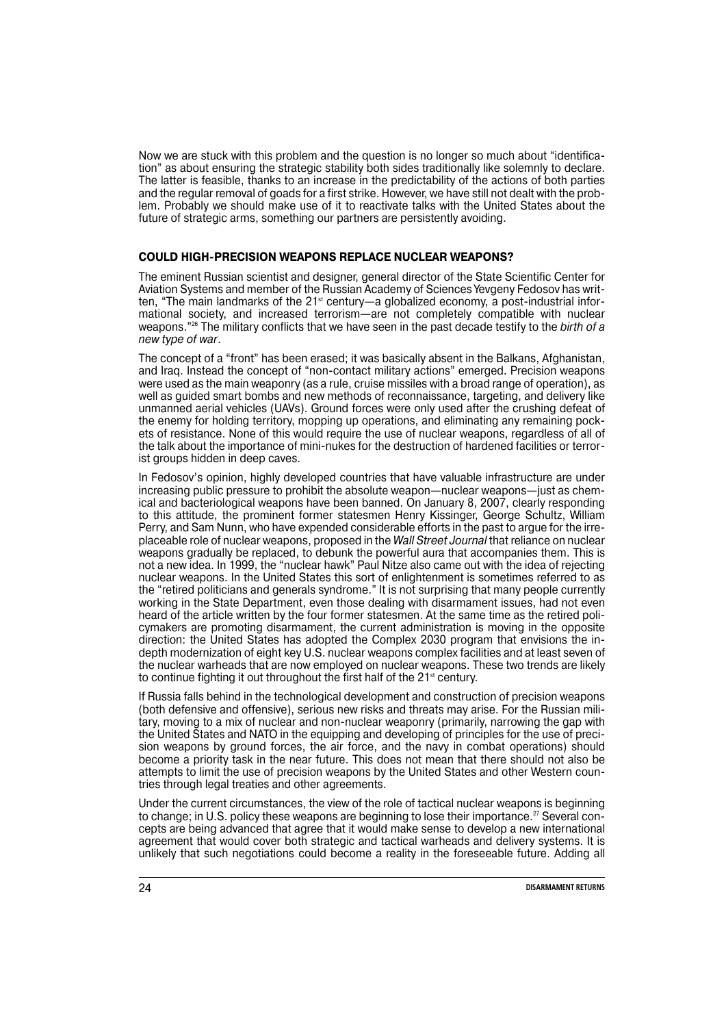Now we are stuck with this problem and the question is no longer so much about "identification" as about ensuring the strategic stability both sides traditionally like solemnly to declare. The latter is feasible, thanks to an increase in the predictability of the actions of both parties and the regular removal of goads for a first strike. However, we have still not dealt with the problem. Probably we should make use of it to reactivate talks with the United States about the future of strategic arms, something our partners are persistently avoiding.

## COULD HIGH-PRECISION WEAPONS REPLACE NUCLEAR WEAPONS?

The eminent Russian scientist and designer, general director of the State Scientific Center for Aviation Systems and member of the Russian Academy of Sciences Yevgeny Fedosov has written, "The main landmarks of the 21st century—a globalized economy, a post-industrial informational society, and increased terrorism—are not completely compatible with nuclear weapons."[26] The military conflicts that we have seen in the past decade testify to the *birth of a new type of war*.

The concept of a "front" has been erased; it was basically absent in the Balkans, Afghanistan, and Iraq. Instead the concept of "non-contact military actions" emerged. Precision weapons were used as the main weaponry (as a rule, cruise missiles with a broad range of operation), as well as guided smart bombs and new methods of reconnaissance, targeting, and delivery like unmanned aerial vehicles (UAVs). Ground forces were only used after the crushing defeat of the enemy for holding territory, mopping up operations, and eliminating any remaining pockets of resistance. None of this would require the use of nuclear weapons, regardless of all of the talk about the importance of mini-nukes for the destruction of hardened facilities or terrorist groups hidden in deep caves.

In Fedosov's opinion, highly developed countries that have valuable infrastructure are under increasing public pressure to prohibit the absolute weapon—nuclear weapons—just as chemical and bacteriological weapons have been banned. On January 8, 2007, clearly responding to this attitude, the prominent former statesmen Henry Kissinger, George Schultz, William Perry, and Sam Nunn, who have expended considerable efforts in the past to argue for the irreplaceable role of nuclear weapons, proposed in the *Wall Street Journal* that reliance on nuclear weapons gradually be replaced, to debunk the powerful aura that accompanies them. This is not a new idea. In 1999, the "nuclear hawk" Paul Nitze also came out with the idea of rejecting nuclear weapons. In the United States this sort of enlightenment is sometimes referred to as the "retired politicians and generals syndrome." It is not surprising that many people currently working in the State Department, even those dealing with disarmament issues, had not even heard of the article written by the four former statesmen. At the same time as the retired policymakers are promoting disarmament, the current administration is moving in the opposite direction: the United States has adopted the Complex 2030 program that envisions the in-depth modernization of eight key U.S. nuclear weapons complex facilities and at least seven of the nuclear warheads that are now employed on nuclear weapons. These two trends are likely to continue fighting it out throughout the first half of the 21st century.

If Russia falls behind in the technological development and construction of precision weapons (both defensive and offensive), serious new risks and threats may arise. For the Russian military, moving to a mix of nuclear and non-nuclear weaponry (primarily, narrowing the gap with the United States and NATO in the equipping and developing of principles for the use of precision weapons by ground forces, the air force, and the navy in combat operations) should become a priority task in the near future. This does not mean that there should not also be attempts to limit the use of precision weapons by the United States and other Western countries through legal treaties and other agreements.

Under the current circumstances, the view of the role of tactical nuclear weapons is beginning to change; in U.S. policy these weapons are beginning to lose their importance.[27] Several concepts are being advanced that agree that it would make sense to develop a new international agreement that would cover both strategic and tactical warheads and delivery systems. It is unlikely that such negotiations could become a reality in the foreseeable future. Adding all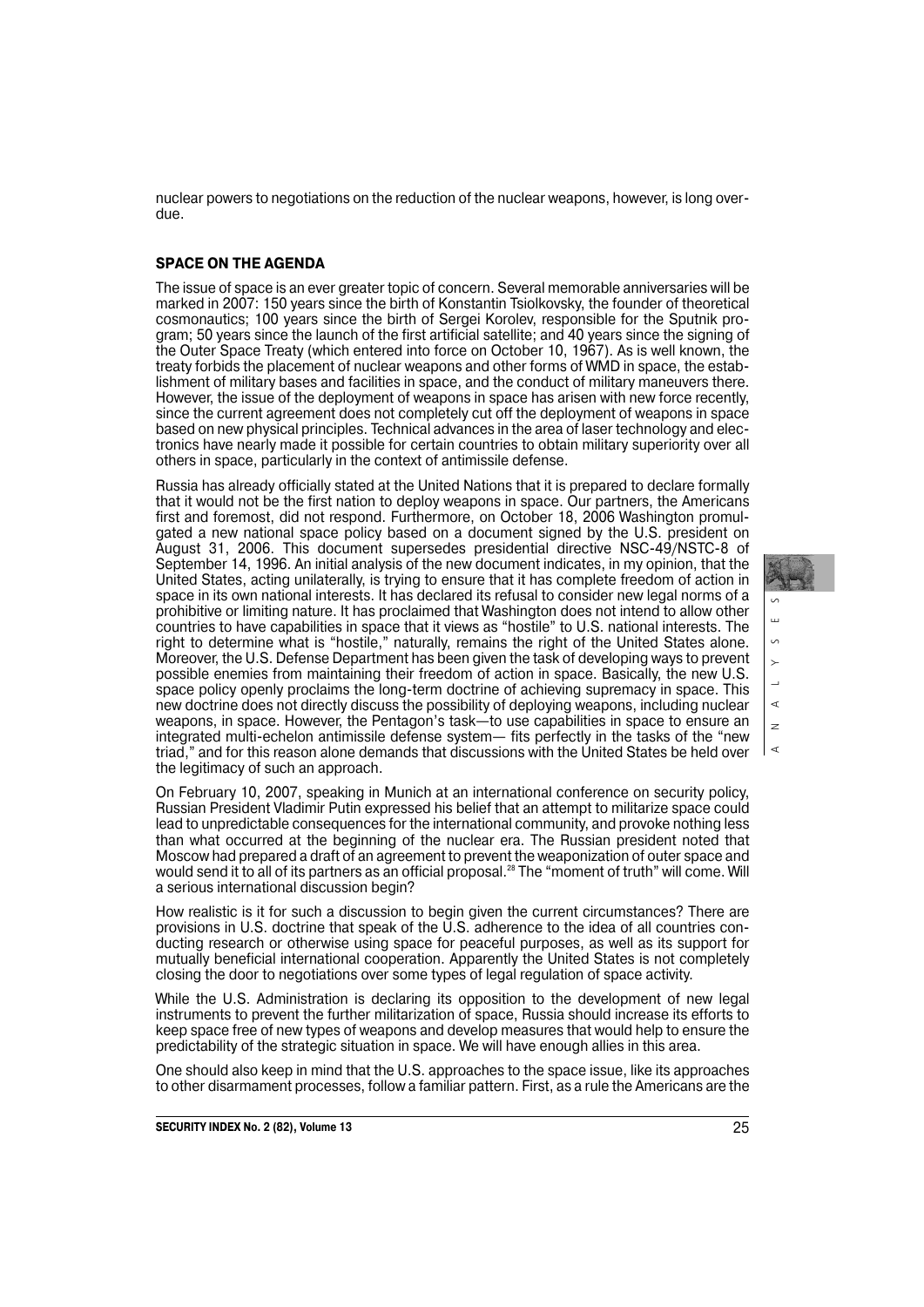nuclear powers to negotiations on the reduction of the nuclear weapons, however, is long overdue.

## SPACE ON THE AGENDA

The issue of space is an ever greater topic of concern. Several memorable anniversaries will be marked in 2007: 150 years since the birth of Konstantin Tsiolkovsky, the founder of theoretical cosmonautics; 100 years since the birth of Sergei Korolev, responsible for the Sputnik program; 50 years since the launch of the first artificial satellite; and 40 years since the signing of the Outer Space Treaty (which entered into force on October 10, 1967). As is well known, the treaty forbids the placement of nuclear weapons and other forms of WMD in space, the establishment of military bases and facilities in space, and the conduct of military maneuvers there. However, the issue of the deployment of weapons in space has arisen with new force recently, since the current agreement does not completely cut off the deployment of weapons in space based on new physical principles. Technical advances in the area of laser technology and electronics have nearly made it possible for certain countries to obtain military superiority over all others in space, particularly in the context of antimissile defense.

Russia has already officially stated at the United Nations that it is prepared to declare formally that it would not be the first nation to deploy weapons in space. Our partners, the Americans first and foremost, did not respond. Furthermore, on October 18, 2006 Washington promulgated a new national space policy based on a document signed by the U.S. president on August 31, 2006. This document supersedes presidential directive NSC-49/NSTC-8 of September 14, 1996. An initial analysis of the new document indicates, in my opinion, that the United States, acting unilaterally, is trying to ensure that it has complete freedom of action in space in its own national interests. It has declared its refusal to consider new legal norms of a prohibitive or limiting nature. It has proclaimed that Washington does not intend to allow other countries to have capabilities in space that it views as "hostile" to U.S. national interests. The right to determine what is "hostile," naturally, remains the right of the United States alone. Moreover, the U.S. Defense Department has been given the task of developing ways to prevent possible enemies from maintaining their freedom of action in space. Basically, the new U.S. space policy openly proclaims the long-term doctrine of achieving supremacy in space. This new doctrine does not directly discuss the possibility of deploying weapons, including nuclear weapons, in space. However, the Pentagon's task—to use capabilities in space to ensure an integrated multi-echelon antimissile defense system— fits perfectly in the tasks of the "new triad," and for this reason alone demands that discussions with the United States be held over the legitimacy of such an approach.

On February 10, 2007, speaking in Munich at an international conference on security policy, Russian President Vladimir Putin expressed his belief that an attempt to militarize space could lead to unpredictable consequences for the international community, and provoke nothing less than what occurred at the beginning of the nuclear era. The Russian president noted that Moscow had prepared a draft of an agreement to prevent the weaponization of outer space and would send it to all of its partners as an official proposal.[28] The "moment of truth" will come. Will a serious international discussion begin?

How realistic is it for such a discussion to begin given the current circumstances? There are provisions in U.S. doctrine that speak of the U.S. adherence to the idea of all countries conducting research or otherwise using space for peaceful purposes, as well as its support for mutually beneficial international cooperation. Apparently the United States is not completely closing the door to negotiations over some types of legal regulation of space activity.

While the U.S. Administration is declaring its opposition to the development of new legal instruments to prevent the further militarization of space, Russia should increase its efforts to keep space free of new types of weapons and develop measures that would help to ensure the predictability of the strategic situation in space. We will have enough allies in this area.

One should also keep in mind that the U.S. approaches to the space issue, like its approaches to other disarmament processes, follow a familiar pattern. First, as a rule the Americans are the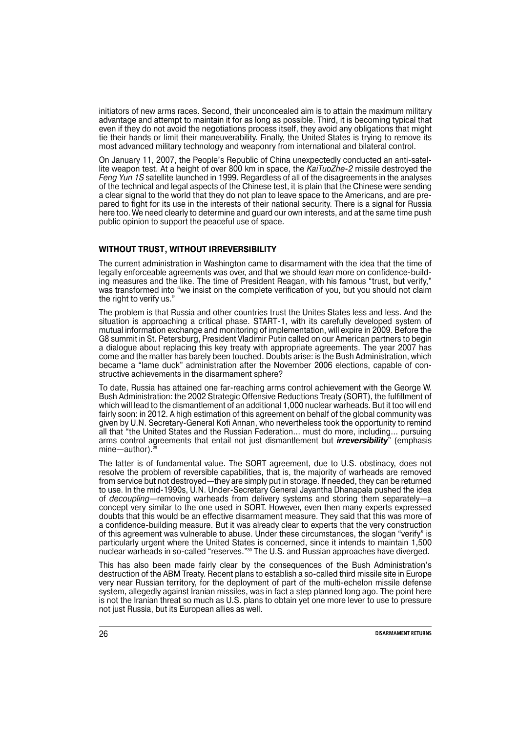initiators of new arms races. Second, their unconcealed aim is to attain the maximum military advantage and attempt to maintain it for as long as possible. Third, it is becoming typical that even if they do not avoid the negotiations process itself, they avoid any obligations that might tie their hands or limit their maneuverability. Finally, the United States is trying to remove its most advanced military technology and weaponry from international and bilateral control.

On January 11, 2007, the People's Republic of China unexpectedly conducted an anti-satellite weapon test. At a height of over 800 km in space, the *KaiTuoZhe-2* missile destroyed the *Feng Yun 1S* satellite launched in 1999. Regardless of all of the disagreements in the analyses of the technical and legal aspects of the Chinese test, it is plain that the Chinese were sending a clear signal to the world that they do not plan to leave space to the Americans, and are prepared to fight for its use in the interests of their national security. There is a signal for Russia here too. We need clearly to determine and guard our own interests, and at the same time push public opinion to support the peaceful use of space.

## WITHOUT TRUST, WITHOUT IRREVERSIBILITY

The current administration in Washington came to disarmament with the idea that the time of legally enforceable agreements was over, and that we should *lean* more on confidence-building measures and the like. The time of President Reagan, with his famous "trust, but verify," was transformed into "we insist on the complete verification of you, but you should not claim the right to verify us."

The problem is that Russia and other countries trust the Unites States less and less. And the situation is approaching a critical phase. START-1, with its carefully developed system of mutual information exchange and monitoring of implementation, will expire in 2009. Before the G8 summit in St. Petersburg, President Vladimir Putin called on our American partners to begin a dialogue about replacing this key treaty with appropriate agreements. The year 2007 has come and the matter has barely been touched. Doubts arise: is the Bush Administration, which became a "lame duck" administration after the November 2006 elections, capable of constructive achievements in the disarmament sphere?

To date, Russia has attained one far-reaching arms control achievement with the George W. Bush Administration: the 2002 Strategic Offensive Reductions Treaty (SORT), the fulfillment of which will lead to the dismantlement of an additional 1,000 nuclear warheads. But it too will end fairly soon: in 2012. A high estimation of this agreement on behalf of the global community was given by U.N. Secretary-General Kofi Annan, who nevertheless took the opportunity to remind all that "the United States and the Russian Federation... must do more, including... pursuing arms control agreements that entail not just dismantlement but ***irreversibility***" (emphasis mine—author).[29]

The latter is of fundamental value. The SORT agreement, due to U.S. obstinacy, does not resolve the problem of reversible capabilities, that is, the majority of warheads are removed from service but not destroyed—they are simply put in storage. If needed, they can be returned to use. In the mid-1990s, U.N. Under-Secretary General Jayantha Dhanapala pushed the idea of *decoupling*—removing warheads from delivery systems and storing them separately—a concept very similar to the one used in SORT. However, even then many experts expressed doubts that this would be an effective disarmament measure. They said that this was more of a confidence-building measure. But it was already clear to experts that the very construction of this agreement was vulnerable to abuse. Under these circumstances, the slogan "verify" is particularly urgent where the United States is concerned, since it intends to maintain 1,500 nuclear warheads in so-called "reserves."[30] The U.S. and Russian approaches have diverged.

This has also been made fairly clear by the consequences of the Bush Administration's destruction of the ABM Treaty. Recent plans to establish a so-called third missile site in Europe very near Russian territory, for the deployment of part of the multi-echelon missile defense system, allegedly against Iranian missiles, was in fact a step planned long ago. The point here is not the Iranian threat so much as U.S. plans to obtain yet one more lever to use to pressure not just Russia, but its European allies as well.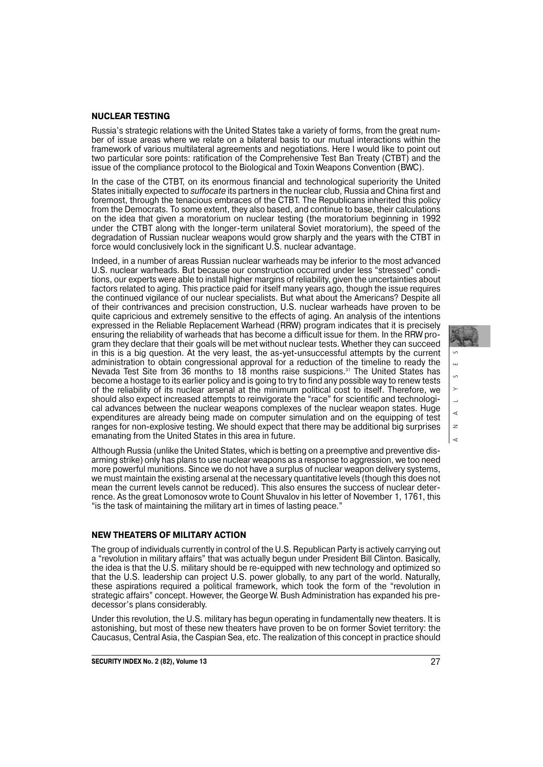## NUCLEAR TESTING

Russia's strategic relations with the United States take a variety of forms, from the great number of issue areas where we relate on a bilateral basis to our mutual interactions within the framework of various multilateral agreements and negotiations. Here I would like to point out two particular sore points: ratification of the Comprehensive Test Ban Treaty (CTBT) and the issue of the compliance protocol to the Biological and Toxin Weapons Convention (BWC).

In the case of the CTBT, on its enormous financial and technological superiority the United States initially expected to *suffocate* its partners in the nuclear club, Russia and China first and foremost, through the tenacious embraces of the CTBT. The Republicans inherited this policy from the Democrats. To some extent, they also based, and continue to base, their calculations on the idea that given a moratorium on nuclear testing (the moratorium beginning in 1992 under the CTBT along with the longer-term unilateral Soviet moratorium), the speed of the degradation of Russian nuclear weapons would grow sharply and the years with the CTBT in force would conclusively lock in the significant U.S. nuclear advantage.

Indeed, in a number of areas Russian nuclear warheads may be inferior to the most advanced U.S. nuclear warheads. But because our construction occurred under less "stressed" conditions, our experts were able to install higher margins of reliability, given the uncertainties about factors related to aging. This practice paid for itself many years ago, though the issue requires the continued vigilance of our nuclear specialists. But what about the Americans? Despite all of their contrivances and precision construction, U.S. nuclear warheads have proven to be quite capricious and extremely sensitive to the effects of aging. An analysis of the intentions expressed in the Reliable Replacement Warhead (RRW) program indicates that it is precisely ensuring the reliability of warheads that has become a difficult issue for them. In the RRW program they declare that their goals will be met without nuclear tests. Whether they can succeed in this is a big question. At the very least, the as-yet-unsuccessful attempts by the current administration to obtain congressional approval for a reduction of the timeline to ready the Nevada Test Site from 36 months to 18 months raise suspicions.[31] The United States has become a hostage to its earlier policy and is going to try to find any possible way to renew tests of the reliability of its nuclear arsenal at the minimum political cost to itself. Therefore, we should also expect increased attempts to reinvigorate the "race" for scientific and technological advances between the nuclear weapons complexes of the nuclear weapon states. Huge expenditures are already being made on computer simulation and on the equipping of test ranges for non-explosive testing. We should expect that there may be additional big surprises emanating from the United States in this area in future.

Although Russia (unlike the United States, which is betting on a preemptive and preventive disarming strike) only has plans to use nuclear weapons as a response to aggression, we too need more powerful munitions. Since we do not have a surplus of nuclear weapon delivery systems, we must maintain the existing arsenal at the necessary quantitative levels (though this does not mean the current levels cannot be reduced). This also ensures the success of nuclear deterrence. As the great Lomonosov wrote to Count Shuvalov in his letter of November 1, 1761, this "is the task of maintaining the military art in times of lasting peace."

## NEW THEATERS OF MILITARY ACTION

The group of individuals currently in control of the U.S. Republican Party is actively carrying out a "revolution in military affairs" that was actually begun under President Bill Clinton. Basically, the idea is that the U.S. military should be re-equipped with new technology and optimized so that the U.S. leadership can project U.S. power globally, to any part of the world. Naturally, these aspirations required a political framework, which took the form of the "revolution in strategic affairs" concept. However, the George W. Bush Administration has expanded his predecessor's plans considerably.

Under this revolution, the U.S. military has begun operating in fundamentally new theaters. It is astonishing, but most of these new theaters have proven to be on former Soviet territory: the Caucasus, Central Asia, the Caspian Sea, etc. The realization of this concept in practice should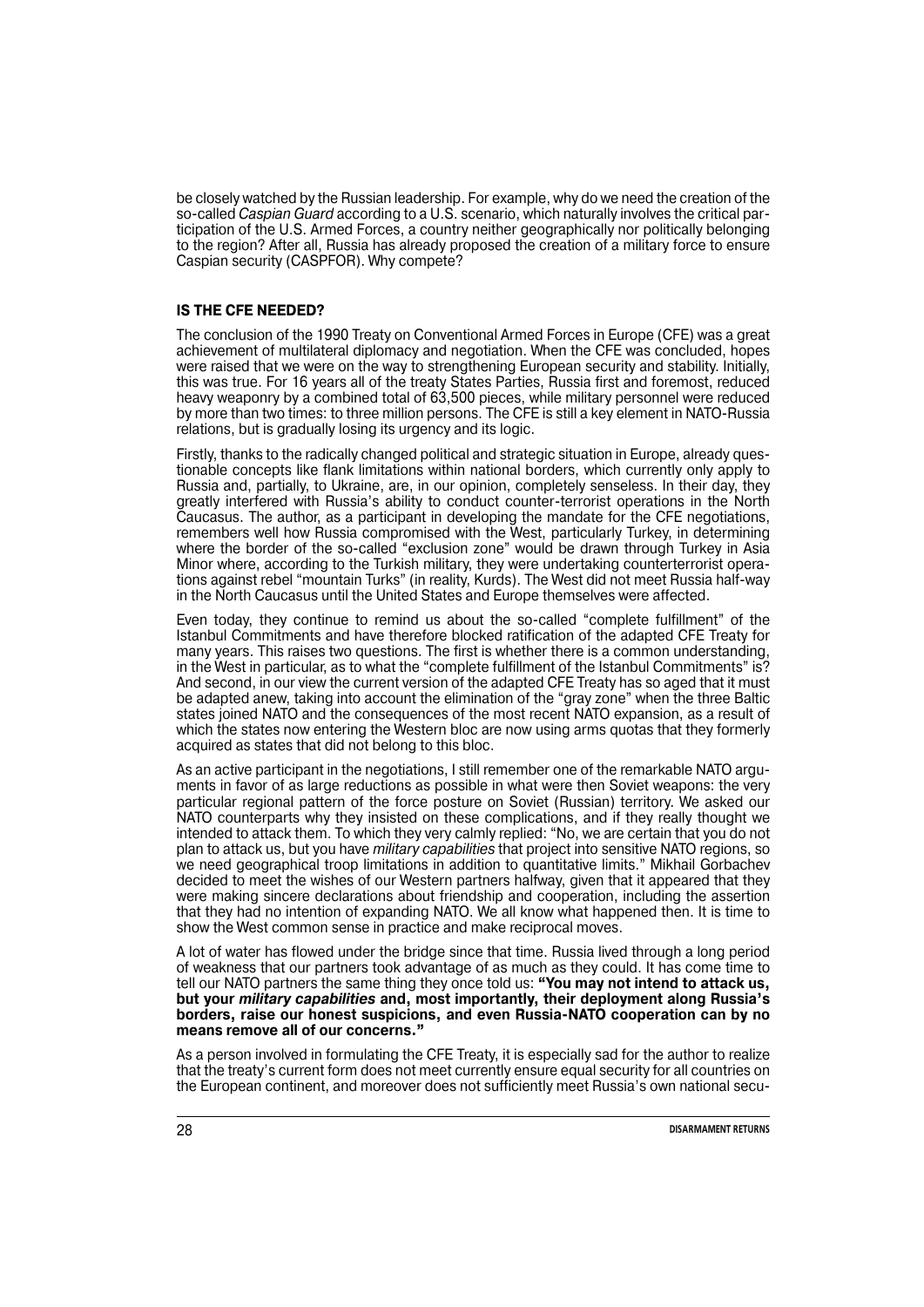be closely watched by the Russian leadership. For example, why do we need the creation of the so-called *Caspian Guard* according to a U.S. scenario, which naturally involves the critical participation of the U.S. Armed Forces, a country neither geographically nor politically belonging to the region? After all, Russia has already proposed the creation of a military force to ensure Caspian security (CASPFOR). Why compete?

## IS THE CFE NEEDED?

The conclusion of the 1990 Treaty on Conventional Armed Forces in Europe (CFE) was a great achievement of multilateral diplomacy and negotiation. When the CFE was concluded, hopes were raised that we were on the way to strengthening European security and stability. Initially, this was true. For 16 years all of the treaty States Parties, Russia first and foremost, reduced heavy weaponry by a combined total of 63,500 pieces, while military personnel were reduced by more than two times: to three million persons. The CFE is still a key element in NATO-Russia relations, but is gradually losing its urgency and its logic.

Firstly, thanks to the radically changed political and strategic situation in Europe, already questionable concepts like flank limitations within national borders, which currently only apply to Russia and, partially, to Ukraine, are, in our opinion, completely senseless. In their day, they greatly interfered with Russia's ability to conduct counter-terrorist operations in the North Caucasus. The author, as a participant in developing the mandate for the CFE negotiations, remembers well how Russia compromised with the West, particularly Turkey, in determining where the border of the so-called "exclusion zone" would be drawn through Turkey in Asia Minor where, according to the Turkish military, they were undertaking counterterrorist operations against rebel "mountain Turks" (in reality, Kurds). The West did not meet Russia half-way in the North Caucasus until the United States and Europe themselves were affected.

Even today, they continue to remind us about the so-called "complete fulfillment" of the Istanbul Commitments and have therefore blocked ratification of the adapted CFE Treaty for many years. This raises two questions. The first is whether there is a common understanding, in the West in particular, as to what the "complete fulfillment of the Istanbul Commitments" is? And second, in our view the current version of the adapted CFE Treaty has so aged that it must be adapted anew, taking into account the elimination of the "gray zone" when the three Baltic states joined NATO and the consequences of the most recent NATO expansion, as a result of which the states now entering the Western bloc are now using arms quotas that they formerly acquired as states that did not belong to this bloc.

As an active participant in the negotiations, I still remember one of the remarkable NATO arguments in favor of as large reductions as possible in what were then Soviet weapons: the very particular regional pattern of the force posture on Soviet (Russian) territory. We asked our NATO counterparts why they insisted on these complications, and if they really thought we intended to attack them. To which they very calmly replied: "No, we are certain that you do not plan to attack us, but you have *military capabilities* that project into sensitive NATO regions, so we need geographical troop limitations in addition to quantitative limits." Mikhail Gorbachev decided to meet the wishes of our Western partners halfway, given that it appeared that they were making sincere declarations about friendship and cooperation, including the assertion that they had no intention of expanding NATO. We all know what happened then. It is time to show the West common sense in practice and make reciprocal moves.

A lot of water has flowed under the bridge since that time. Russia lived through a long period of weakness that our partners took advantage of as much as they could. It has come time to tell our NATO partners the same thing they once told us: **"You may not intend to attack us, but your *military capabilities* and, most importantly, their deployment along Russia's borders, raise our honest suspicions, and even Russia-NATO cooperation can by no means remove all of our concerns."**

As a person involved in formulating the CFE Treaty, it is especially sad for the author to realize that the treaty's current form does not meet currently ensure equal security for all countries on the European continent, and moreover does not sufficiently meet Russia's own national secu-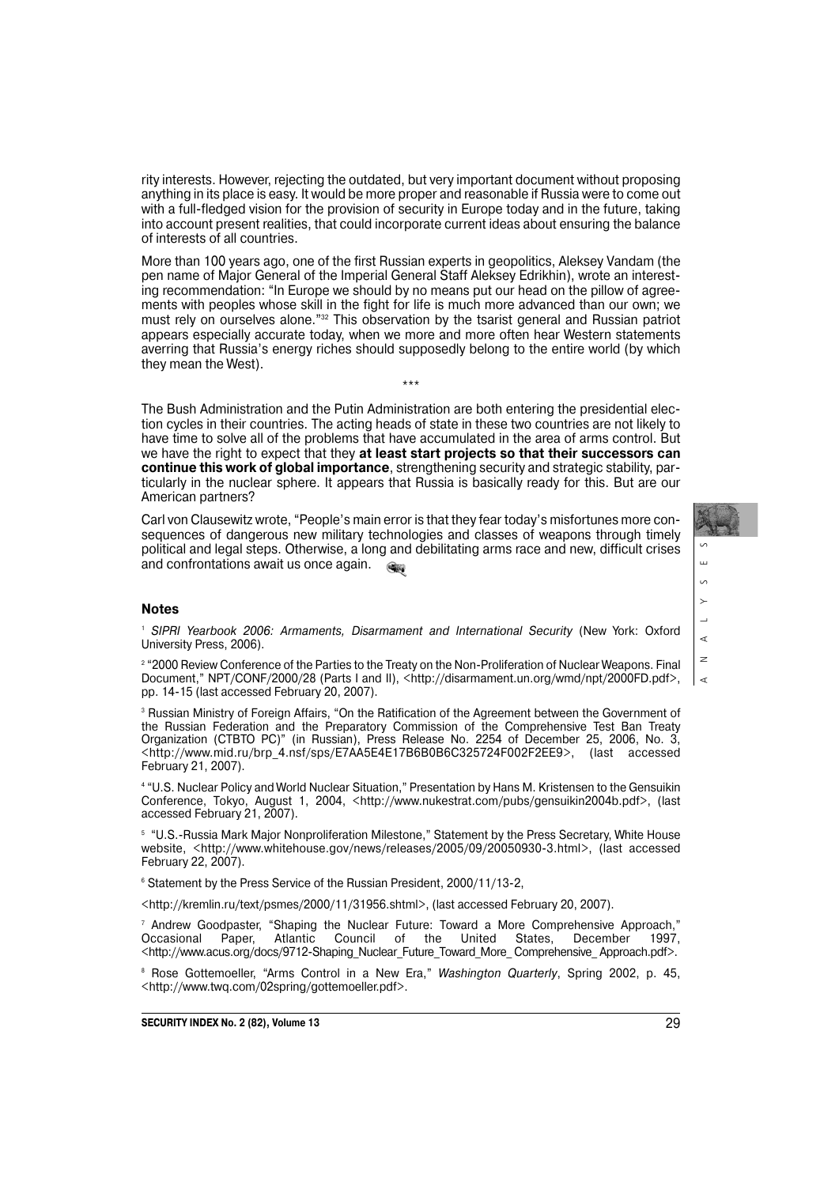rity interests. However, rejecting the outdated, but very important document without proposing anything in its place is easy. It would be more proper and reasonable if Russia were to come out with a full-fledged vision for the provision of security in Europe today and in the future, taking into account present realities, that could incorporate current ideas about ensuring the balance of interests of all countries.

More than 100 years ago, one of the first Russian experts in geopolitics, Aleksey Vandam (the pen name of Major General of the Imperial General Staff Aleksey Edrikhin), wrote an interesting recommendation: "In Europe we should by no means put our head on the pillow of agreements with peoples whose skill in the fight for life is much more advanced than our own; we must rely on ourselves alone."[32] This observation by the tsarist general and Russian patriot appears especially accurate today, when we more and more often hear Western statements averring that Russia's energy riches should supposedly belong to the entire world (by which they mean the West).

\*\*\*

The Bush Administration and the Putin Administration are both entering the presidential election cycles in their countries. The acting heads of state in these two countries are not likely to have time to solve all of the problems that have accumulated in the area of arms control. But we have the right to expect that they **at least start projects so that their successors can continue this work of global importance**, strengthening security and strategic stability, particularly in the nuclear sphere. It appears that Russia is basically ready for this. But are our American partners?

Carl von Clausewitz wrote, "People's main error is that they fear today's misfortunes more consequences of dangerous new military technologies and classes of weapons through timely political and legal steps. Otherwise, a long and debilitating arms race and new, difficult crises and confrontations await us once again.

## Notes

[1] *SIPRI Yearbook 2006: Armaments, Disarmament and International Security* (New York: Oxford University Press, 2006).

[2] "2000 Review Conference of the Parties to the Treaty on the Non-Proliferation of Nuclear Weapons. Final Document," NPT/CONF/2000/28 (Parts I and II), <http://disarmament.un.org/wmd/npt/2000FD.pdf>, pp. 14-15 (last accessed February 20, 2007).

[3] Russian Ministry of Foreign Affairs, "On the Ratification of the Agreement between the Government of the Russian Federation and the Preparatory Commission of the Comprehensive Test Ban Treaty Organization (CTBTO PC)" (in Russian), Press Release No. 2254 of December 25, 2006, No. 3, <http://www.mid.ru/brp_4.nsf/sps/E7AA5E4E17B6B0B6C325724F002F2EE9>, (last accessed February 21, 2007).

[4] "U.S. Nuclear Policy and World Nuclear Situation," Presentation by Hans M. Kristensen to the Gensuikin Conference, Tokyo, August 1, 2004, <http://www.nukestrat.com/pubs/gensuikin2004b.pdf>, (last accessed February 21, 2007).

[5] "U.S.-Russia Mark Major Nonproliferation Milestone," Statement by the Press Secretary, White House website, <http://www.whitehouse.gov/news/releases/2005/09/20050930-3.html>, (last accessed February 22, 2007).

[6] Statement by the Press Service of the Russian President, 2000/11/13-2,

<http://kremlin.ru/text/psmes/2000/11/31956.shtml>, (last accessed February 20, 2007).

[7] Andrew Goodpaster, "Shaping the Nuclear Future: Toward a More Comprehensive Approach," Occasional Paper, Atlantic Council of the United States, December 1997, <http://www.acus.org/docs/9712-Shaping_Nuclear_Future_Toward_More_ Comprehensive_ Approach.pdf>.

[8] Rose Gottemoeller, "Arms Control in a New Era," *Washington Quarterly*, Spring 2002, p. 45, <http://www.twq.com/02spring/gottemoeller.pdf>.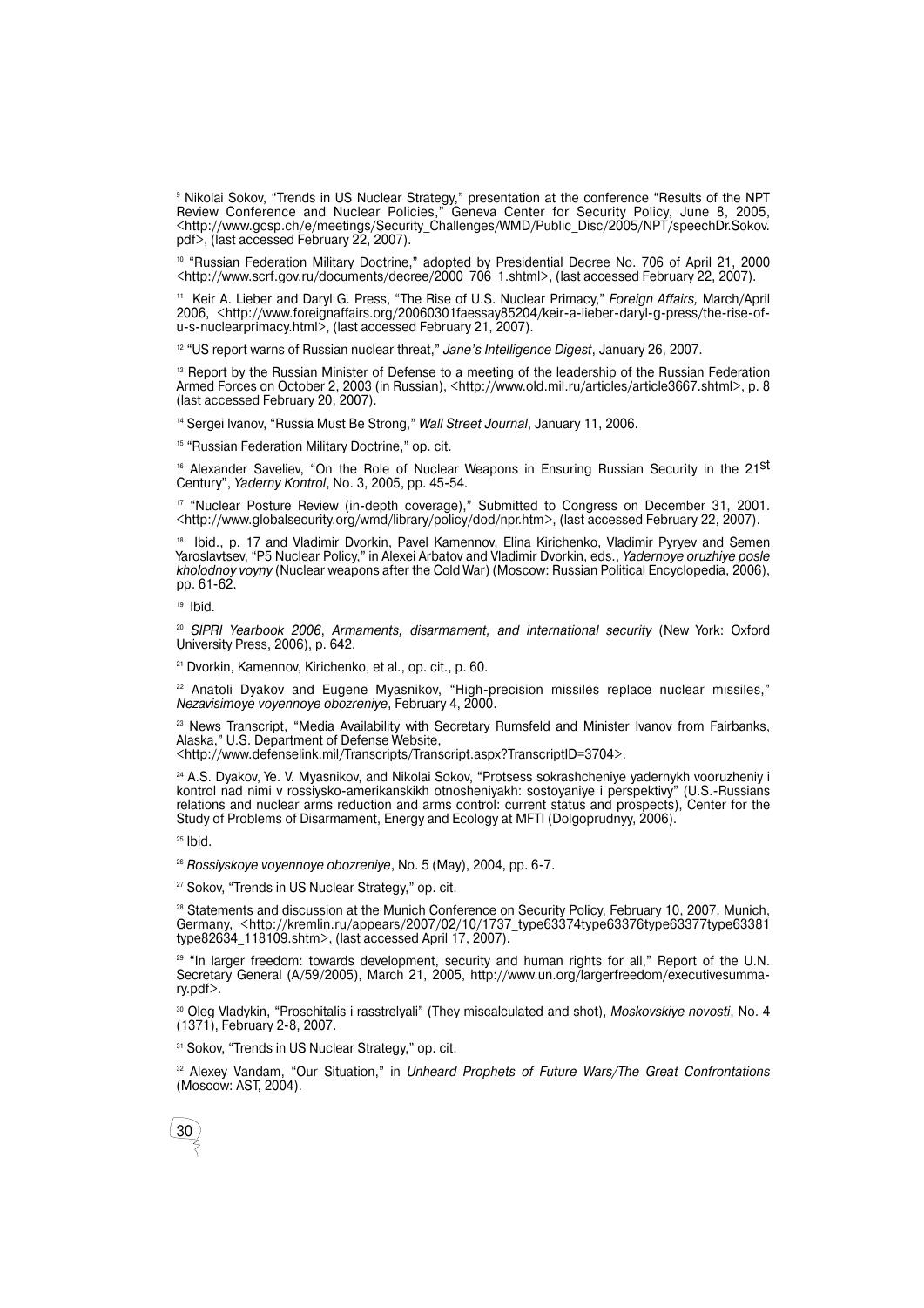[9] Nikolai Sokov, "Trends in US Nuclear Strategy," presentation at the conference "Results of the NPT Review Conference and Nuclear Policies," Geneva Center for Security Policy, June 8, 2005, <http://www.gcsp.ch/e/meetings/Security_Challenges/WMD/Public_Disc/2005/NPT/speechDr.Sokov.pdf>, (last accessed February 22, 2007).

[10] "Russian Federation Military Doctrine," adopted by Presidential Decree No. 706 of April 21, 2000 <http://www.scrf.gov.ru/documents/decree/2000_706_1.shtml>, (last accessed February 22, 2007).

[11] Keir A. Lieber and Daryl G. Press, "The Rise of U.S. Nuclear Primacy," *Foreign Affairs,* March/April 2006, <http://www.foreignaffairs.org/20060301faessay85204/keir-a-lieber-daryl-g-press/the-rise-of-u-s-nuclearprimacy.html>, (last accessed February 21, 2007).

[12] "US report warns of Russian nuclear threat," *Jane's Intelligence Digest*, January 26, 2007.

[13] Report by the Russian Minister of Defense to a meeting of the leadership of the Russian Federation Armed Forces on October 2, 2003 (in Russian), <http://www.old.mil.ru/articles/article3667.shtml>, p. 8 (last accessed February 20, 2007).

[14] Sergei Ivanov, "Russia Must Be Strong," *Wall Street Journal*, January 11, 2006.

[15] "Russian Federation Military Doctrine," op. cit.

[16] Alexander Saveliev, "On the Role of Nuclear Weapons in Ensuring Russian Security in the 21st Century", *Yaderny Kontrol*, No. 3, 2005, pp. 45-54.

[17] "Nuclear Posture Review (in-depth coverage)," Submitted to Congress on December 31, 2001. <http://www.globalsecurity.org/wmd/library/policy/dod/npr.htm>, (last accessed February 22, 2007).

[18] Ibid., p. 17 and Vladimir Dvorkin, Pavel Kamennov, Elina Kirichenko, Vladimir Pyryev and Semen Yaroslavtsev, "P5 Nuclear Policy," in Alexei Arbatov and Vladimir Dvorkin, eds., *Yadernoye oruzhiye posle kholodnoy voyny* (Nuclear weapons after the Cold War) (Moscow: Russian Political Encyclopedia, 2006), pp. 61-62.

[19] Ibid.

[20] *SIPRI Yearbook 2006*, *Armaments, disarmament, and international security* (New York: Oxford University Press, 2006), p. 642.

[21] Dvorkin, Kamennov, Kirichenko, et al., op. cit., p. 60.

[22] Anatoli Dyakov and Eugene Myasnikov, "High-precision missiles replace nuclear missiles," *Nezavisimoye voyennoye obozreniye*, February 4, 2000.

[23] News Transcript, "Media Availability with Secretary Rumsfeld and Minister Ivanov from Fairbanks, Alaska," U.S. Department of Defense Website, <http://www.defenselink.mil/Transcripts/Transcript.aspx?TranscriptID=3704>.

[24] A.S. Dyakov, Ye. V. Myasnikov, and Nikolai Sokov, "Protsess sokrashcheniye yadernykh vooruzheniy i kontrol nad nimi v rossiysko-amerikanskikh otnosheniyakh: sostoyaniye i perspektivy" (U.S.-Russians relations and nuclear arms reduction and arms control: current status and prospects), Center for the Study of Problems of Disarmament, Energy and Ecology at MFTI (Dolgoprudnyy, 2006).

[25] Ibid.

[26] *Rossiyskoye voyennoye obozreniye*, No. 5 (May), 2004, pp. 6-7.

[27] Sokov, "Trends in US Nuclear Strategy," op. cit.

[28] Statements and discussion at the Munich Conference on Security Policy, February 10, 2007, Munich, Germany, <http://kremlin.ru/appears/2007/02/10/1737_type63374type63376type63377type63381type82634_118109.shtm>, (last accessed April 17, 2007).

[29] "In larger freedom: towards development, security and human rights for all," Report of the U.N. Secretary General (A/59/2005), March 21, 2005, http://www.un.org/largerfreedom/executivesummary.pdf>.

[30] Oleg Vladykin, "Proschitalis i rasstrelyali" (They miscalculated and shot), *Moskovskiye novosti*, No. 4 (1371), February 2-8, 2007.

[31] Sokov, "Trends in US Nuclear Strategy," op. cit.

[32] Alexey Vandam, "Our Situation," in *Unheard Prophets of Future Wars/The Great Confrontations* (Moscow: AST, 2004).